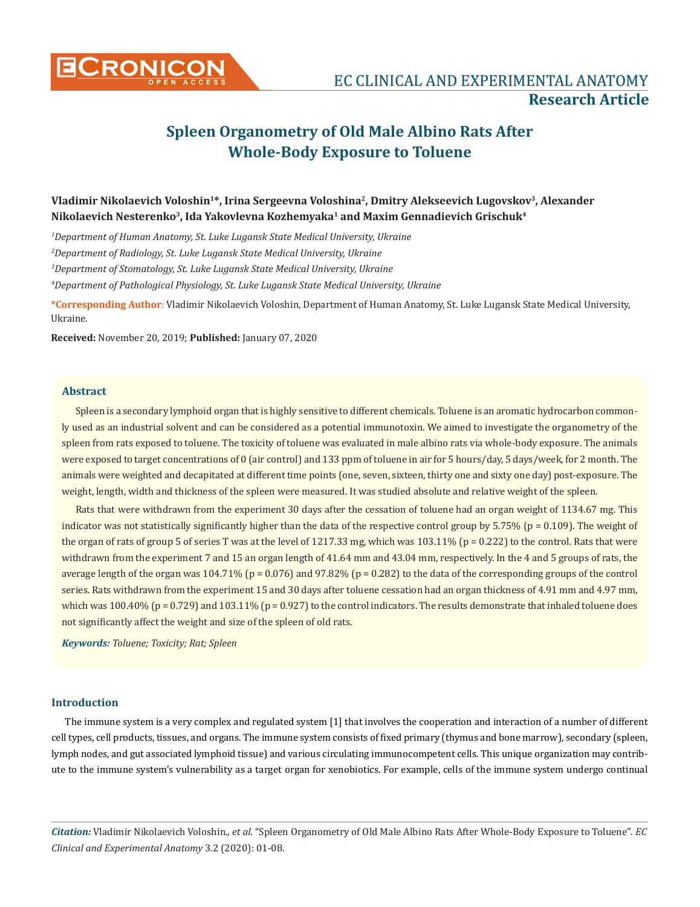# Spleen Organometry of Old Male Albino Rats After Whole-Body Exposure to Toluene

**Vladimir Nikolaevich Voloshin[1]*, Irina Sergeevna Voloshina[2], Dmitry Alekseevich Lugovskov[3], Alexander Nikolaevich Nesterenko[3], Ida Yakovlevna Kozhemyaka[1] and Maxim Gennadievich Grischuk[4]**

*[1]Department of Human Anatomy, St. Luke Lugansk State Medical University, Ukraine*

*[2]Department of Radiology, St. Luke Lugansk State Medical University, Ukraine*

*[3]Department of Stomatology, St. Luke Lugansk State Medical University, Ukraine*

*[4]Department of Pathological Physiology, St. Luke Lugansk State Medical University, Ukraine*

**\*Corresponding Author:** Vladimir Nikolaevich Voloshin, Department of Human Anatomy, St. Luke Lugansk State Medical University, Ukraine.

**Received:** November 20, 2019; **Published:** January 07, 2020

## Abstract

Spleen is a secondary lymphoid organ that is highly sensitive to different chemicals. Toluene is an aromatic hydrocarbon commonly used as an industrial solvent and can be considered as a potential immunotoxin. We aimed to investigate the organometry of the spleen from rats exposed to toluene. The toxicity of toluene was evaluated in male albino rats via whole-body exposure. The animals were exposed to target concentrations of 0 (air control) and 133 ppm of toluene in air for 5 hours/day, 5 days/week, for 2 month. The animals were weighted and decapitated at different time points (one, seven, sixteen, thirty one and sixty one day) post-exposure. The weight, length, width and thickness of the spleen were measured. It was studied absolute and relative weight of the spleen.

Rats that were withdrawn from the experiment 30 days after the cessation of toluene had an organ weight of 1134.67 mg. This indicator was not statistically significantly higher than the data of the respective control group by 5.75% ($p = 0.109$). The weight of the organ of rats of group 5 of series T was at the level of 1217.33 mg, which was 103.11% ($p = 0.222$) to the control. Rats that were withdrawn from the experiment 7 and 15 an organ length of 41.64 mm and 43.04 mm, respectively. In the 4 and 5 groups of rats, the average length of the organ was 104.71% ($p = 0.076$) and 97.82% ($p = 0.282$) to the data of the corresponding groups of the control series. Rats withdrawn from the experiment 15 and 30 days after toluene cessation had an organ thickness of 4.91 mm and 4.97 mm, which was 100.40% ($p = 0.729$) and 103.11% ($p = 0.927$) to the control indicators. The results demonstrate that inhaled toluene does not significantly affect the weight and size of the spleen of old rats.

***Keywords:*** *Toluene; Toxicity; Rat; Spleen*

## Introduction

The immune system is a very complex and regulated system [1] that involves the cooperation and interaction of a number of different cell types, cell products, tissues, and organs. The immune system consists of fixed primary (thymus and bone marrow), secondary (spleen, lymph nodes, and gut associated lymphoid tissue) and various circulating immunocompetent cells. This unique organization may contribute to the immune system's vulnerability as a target organ for xenobiotics. For example, cells of the immune system undergo continual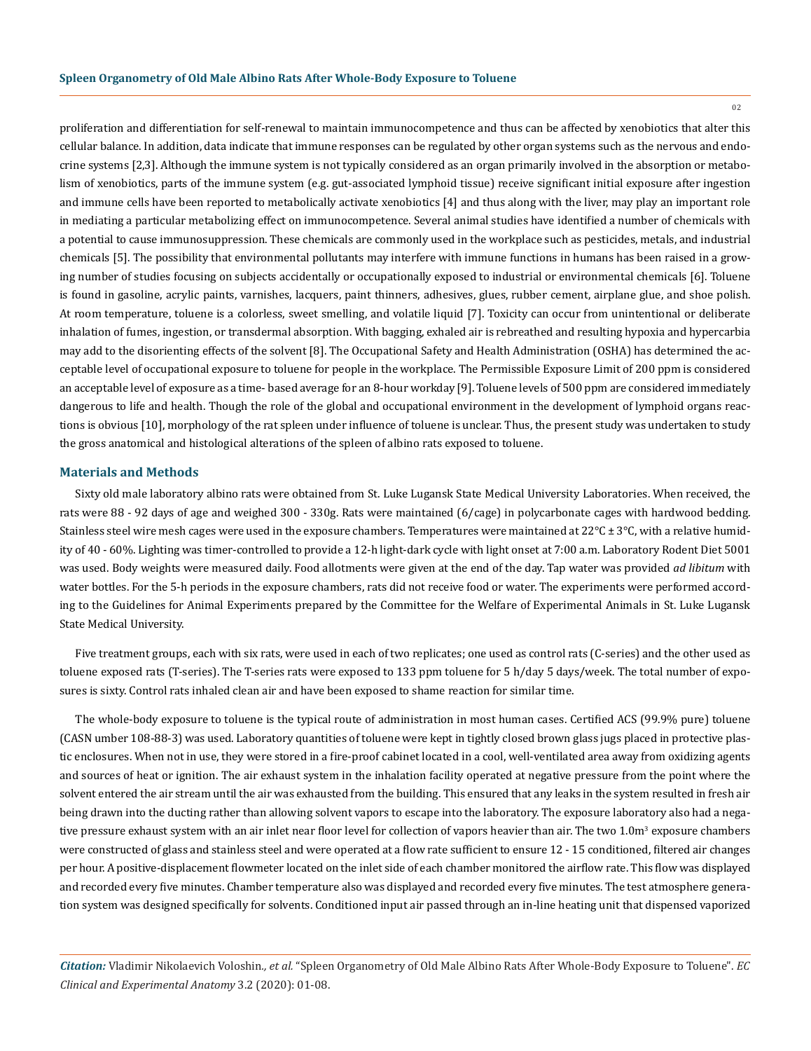proliferation and differentiation for self-renewal to maintain immunocompetence and thus can be affected by xenobiotics that alter this cellular balance. In addition, data indicate that immune responses can be regulated by other organ systems such as the nervous and endocrine systems [2,3]. Although the immune system is not typically considered as an organ primarily involved in the absorption or metabolism of xenobiotics, parts of the immune system (e.g. gut-associated lymphoid tissue) receive significant initial exposure after ingestion and immune cells have been reported to metabolically activate xenobiotics [4] and thus along with the liver, may play an important role in mediating a particular metabolizing effect on immunocompetence. Several animal studies have identified a number of chemicals with a potential to cause immunosuppression. These chemicals are commonly used in the workplace such as pesticides, metals, and industrial chemicals [5]. The possibility that environmental pollutants may interfere with immune functions in humans has been raised in a growing number of studies focusing on subjects accidentally or occupationally exposed to industrial or environmental chemicals [6]. Toluene is found in gasoline, acrylic paints, varnishes, lacquers, paint thinners, adhesives, glues, rubber cement, airplane glue, and shoe polish. At room temperature, toluene is a colorless, sweet smelling, and volatile liquid [7]. Toxicity can occur from unintentional or deliberate inhalation of fumes, ingestion, or transdermal absorption. With bagging, exhaled air is rebreathed and resulting hypoxia and hypercarbia may add to the disorienting effects of the solvent [8]. The Occupational Safety and Health Administration (OSHA) has determined the acceptable level of occupational exposure to toluene for people in the workplace. The Permissible Exposure Limit of 200 ppm is considered an acceptable level of exposure as a time- based average for an 8-hour workday [9]. Toluene levels of 500 ppm are considered immediately dangerous to life and health. Though the role of the global and occupational environment in the development of lymphoid organs reactions is obvious [10], morphology of the rat spleen under influence of toluene is unclear. Thus, the present study was undertaken to study the gross anatomical and histological alterations of the spleen of albino rats exposed to toluene.

## Materials and Methods

Sixty old male laboratory albino rats were obtained from St. Luke Lugansk State Medical University Laboratories. When received, the rats were 88 - 92 days of age and weighed 300 - 330g. Rats were maintained (6/cage) in polycarbonate cages with hardwood bedding. Stainless steel wire mesh cages were used in the exposure chambers. Temperatures were maintained at 22°C ± 3°C, with a relative humidity of 40 - 60%. Lighting was timer-controlled to provide a 12-h light-dark cycle with light onset at 7:00 a.m. Laboratory Rodent Diet 5001 was used. Body weights were measured daily. Food allotments were given at the end of the day. Tap water was provided *ad libitum* with water bottles. For the 5-h periods in the exposure chambers, rats did not receive food or water. The experiments were performed according to the Guidelines for Animal Experiments prepared by the Committee for the Welfare of Experimental Animals in St. Luke Lugansk State Medical University.

Five treatment groups, each with six rats, were used in each of two replicates; one used as control rats (C-series) and the other used as toluene exposed rats (T-series). The T-series rats were exposed to 133 ppm toluene for 5 h/day 5 days/week. The total number of exposures is sixty. Control rats inhaled clean air and have been exposed to shame reaction for similar time.

The whole-body exposure to toluene is the typical route of administration in most human cases. Certified ACS (99.9% pure) toluene (CASN umber 108-88-3) was used. Laboratory quantities of toluene were kept in tightly closed brown glass jugs placed in protective plastic enclosures. When not in use, they were stored in a fire-proof cabinet located in a cool, well-ventilated area away from oxidizing agents and sources of heat or ignition. The air exhaust system in the inhalation facility operated at negative pressure from the point where the solvent entered the air stream until the air was exhausted from the building. This ensured that any leaks in the system resulted in fresh air being drawn into the ducting rather than allowing solvent vapors to escape into the laboratory. The exposure laboratory also had a negative pressure exhaust system with an air inlet near floor level for collection of vapors heavier than air. The two 1.0m$^3$ exposure chambers were constructed of glass and stainless steel and were operated at a flow rate sufficient to ensure 12 - 15 conditioned, filtered air changes per hour. A positive-displacement flowmeter located on the inlet side of each chamber monitored the airflow rate. This flow was displayed and recorded every five minutes. Chamber temperature also was displayed and recorded every five minutes. The test atmosphere generation system was designed specifically for solvents. Conditioned input air passed through an in-line heating unit that dispensed vaporized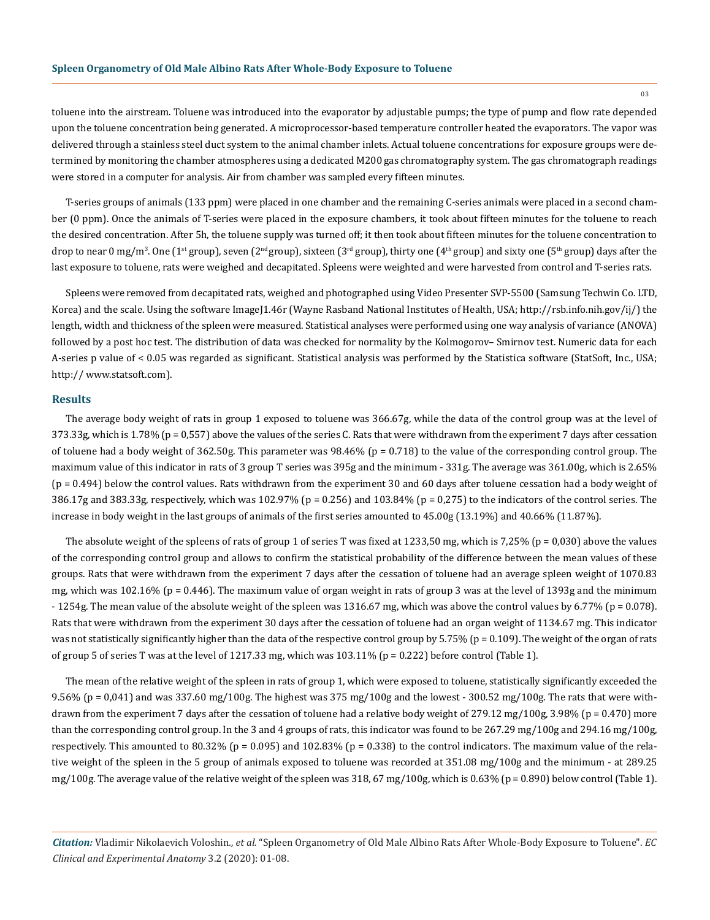toluene into the airstream. Toluene was introduced into the evaporator by adjustable pumps; the type of pump and flow rate depended upon the toluene concentration being generated. A microprocessor-based temperature controller heated the evaporators. The vapor was delivered through a stainless steel duct system to the animal chamber inlets. Actual toluene concentrations for exposure groups were determined by monitoring the chamber atmospheres using a dedicated M200 gas chromatography system. The gas chromatograph readings were stored in a computer for analysis. Air from chamber was sampled every fifteen minutes.

T-series groups of animals (133 ppm) were placed in one chamber and the remaining C-series animals were placed in a second chamber (0 ppm). Once the animals of T-series were placed in the exposure chambers, it took about fifteen minutes for the toluene to reach the desired concentration. After 5h, the toluene supply was turned off; it then took about fifteen minutes for the toluene concentration to drop to near 0 mg/m$^3$. One (1$^{st}$ group), seven (2$^{nd}$ group), sixteen (3$^{rd}$ group), thirty one (4$^{th}$ group) and sixty one (5$^{th}$ group) days after the last exposure to toluene, rats were weighed and decapitated. Spleens were weighted and were harvested from control and T-series rats.

Spleens were removed from decapitated rats, weighed and photographed using Video Presenter SVP-5500 (Samsung Techwin Co. LTD, Korea) and the scale. Using the software ImageJ1.46r (Wayne Rasband National Institutes of Health, USA; http://rsb.info.nih.gov/ij/) the length, width and thickness of the spleen were measured. Statistical analyses were performed using one way analysis of variance (ANOVA) followed by a post hoc test. The distribution of data was checked for normality by the Kolmogorov– Smirnov test. Numeric data for each A-series p value of < 0.05 was regarded as significant. Statistical analysis was performed by the Statistica software (StatSoft, Inc., USA; http:// www.statsoft.com).

## Results

The average body weight of rats in group 1 exposed to toluene was 366.67g, while the data of the control group was at the level of 373.33g, which is 1.78% (p = 0,557) above the values of the series C. Rats that were withdrawn from the experiment 7 days after cessation of toluene had a body weight of 362.50g. This parameter was 98.46% (p = 0.718) to the value of the corresponding control group. The maximum value of this indicator in rats of 3 group T series was 395g and the minimum - 331g. The average was 361.00g, which is 2.65% (p = 0.494) below the control values. Rats withdrawn from the experiment 30 and 60 days after toluene cessation had a body weight of 386.17g and 383.33g, respectively, which was 102.97% (p = 0.256) and 103.84% (p = 0,275) to the indicators of the control series. The increase in body weight in the last groups of animals of the first series amounted to 45.00g (13.19%) and 40.66% (11.87%).

The absolute weight of the spleens of rats of group 1 of series T was fixed at 1233,50 mg, which is 7,25% (p = 0,030) above the values of the corresponding control group and allows to confirm the statistical probability of the difference between the mean values of these groups. Rats that were withdrawn from the experiment 7 days after the cessation of toluene had an average spleen weight of 1070.83 mg, which was 102.16% (p = 0.446). The maximum value of organ weight in rats of group 3 was at the level of 1393g and the minimum - 1254g. The mean value of the absolute weight of the spleen was 1316.67 mg, which was above the control values by 6.77% (p = 0.078). Rats that were withdrawn from the experiment 30 days after the cessation of toluene had an organ weight of 1134.67 mg. This indicator was not statistically significantly higher than the data of the respective control group by 5.75% (p = 0.109). The weight of the organ of rats of group 5 of series T was at the level of 1217.33 mg, which was 103.11% (p = 0.222) before control (Table 1).

The mean of the relative weight of the spleen in rats of group 1, which were exposed to toluene, statistically significantly exceeded the 9.56% (p = 0,041) and was 337.60 mg/100g. The highest was 375 mg/100g and the lowest - 300.52 mg/100g. The rats that were withdrawn from the experiment 7 days after the cessation of toluene had a relative body weight of 279.12 mg/100g, 3.98% (p = 0.470) more than the corresponding control group. In the 3 and 4 groups of rats, this indicator was found to be 267.29 mg/100g and 294.16 mg/100g, respectively. This amounted to 80.32% (p = 0.095) and 102.83% (p = 0.338) to the control indicators. The maximum value of the relative weight of the spleen in the 5 group of animals exposed to toluene was recorded at 351.08 mg/100g and the minimum - at 289.25 mg/100g. The average value of the relative weight of the spleen was 318, 67 mg/100g, which is 0.63% (p = 0.890) below control (Table 1).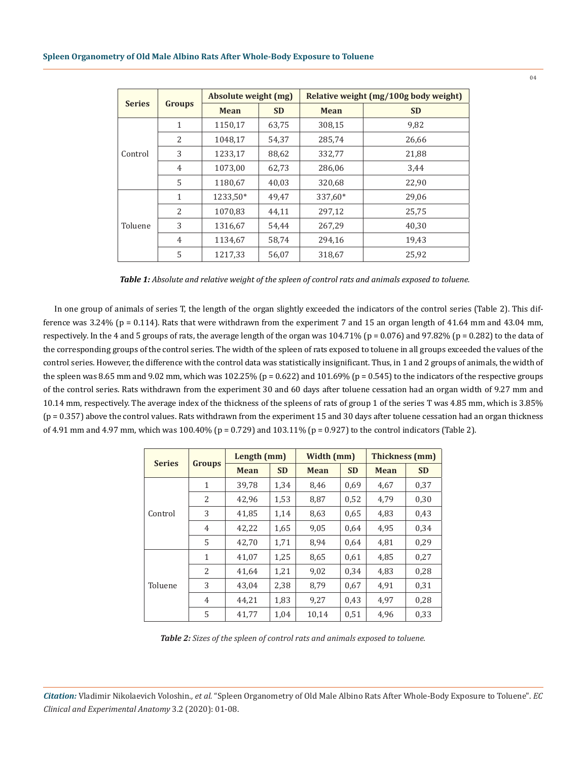| Series | Groups | Absolute weight (mg) | | Relative weight (mg/100g body weight) | |
|---|---|---|---|---|---|
| | | Mean | SD | Mean | SD |
| Control | 1 | 1150,17 | 63,75 | 308,15 | 9,82 |
| | 2 | 1048,17 | 54,37 | 285,74 | 26,66 |
| | 3 | 1233,17 | 88,62 | 332,77 | 21,88 |
| | 4 | 1073,00 | 62,73 | 286,06 | 3,44 |
| | 5 | 1180,67 | 40,03 | 320,68 | 22,90 |
| Toluene | 1 | 1233,50* | 49,47 | 337,60* | 29,06 |
| | 2 | 1070,83 | 44,11 | 297,12 | 25,75 |
| | 3 | 1316,67 | 54,44 | 267,29 | 40,30 |
| | 4 | 1134,67 | 58,74 | 294,16 | 19,43 |
| | 5 | 1217,33 | 56,07 | 318,67 | 25,92 |

***Table 1:*** *Absolute and relative weight of the spleen of control rats and animals exposed to toluene.*

In one group of animals of series T, the length of the organ slightly exceeded the indicators of the control series (Table 2). This difference was 3.24% (p = 0.114). Rats that were withdrawn from the experiment 7 and 15 an organ length of 41.64 mm and 43.04 mm, respectively. In the 4 and 5 groups of rats, the average length of the organ was 104.71% (p = 0.076) and 97.82% (p = 0.282) to the data of the corresponding groups of the control series. The width of the spleen of rats exposed to toluene in all groups exceeded the values of the control series. However, the difference with the control data was statistically insignificant. Thus, in 1 and 2 groups of animals, the width of the spleen was 8.65 mm and 9.02 mm, which was 102.25% (p = 0.622) and 101.69% (p = 0.545) to the indicators of the respective groups of the control series. Rats withdrawn from the experiment 30 and 60 days after toluene cessation had an organ width of 9.27 mm and 10.14 mm, respectively. The average index of the thickness of the spleens of rats of group 1 of the series T was 4.85 mm, which is 3.85% (p = 0.357) above the control values. Rats withdrawn from the experiment 15 and 30 days after toluene cessation had an organ thickness of 4.91 mm and 4.97 mm, which was 100.40% (p = 0.729) and 103.11% (p = 0.927) to the control indicators (Table 2).

| Series | Groups | Length (mm) | | Width (mm) | | Thickness (mm) | |
|---|---|---|---|---|---|---|---|
| | | Mean | SD | Mean | SD | Mean | SD |
| Control | 1 | 39,78 | 1,34 | 8,46 | 0,69 | 4,67 | 0,37 |
| | 2 | 42,96 | 1,53 | 8,87 | 0,52 | 4,79 | 0,30 |
| | 3 | 41,85 | 1,14 | 8,63 | 0,65 | 4,83 | 0,43 |
| | 4 | 42,22 | 1,65 | 9,05 | 0,64 | 4,95 | 0,34 |
| | 5 | 42,70 | 1,71 | 8,94 | 0,64 | 4,81 | 0,29 |
| Toluene | 1 | 41,07 | 1,25 | 8,65 | 0,61 | 4,85 | 0,27 |
| | 2 | 41,64 | 1,21 | 9,02 | 0,34 | 4,83 | 0,28 |
| | 3 | 43,04 | 2,38 | 8,79 | 0,67 | 4,91 | 0,31 |
| | 4 | 44,21 | 1,83 | 9,27 | 0,43 | 4,97 | 0,28 |
| | 5 | 41,77 | 1,04 | 10,14 | 0,51 | 4,96 | 0,33 |

***Table 2:*** *Sizes of the spleen of control rats and animals exposed to toluene.*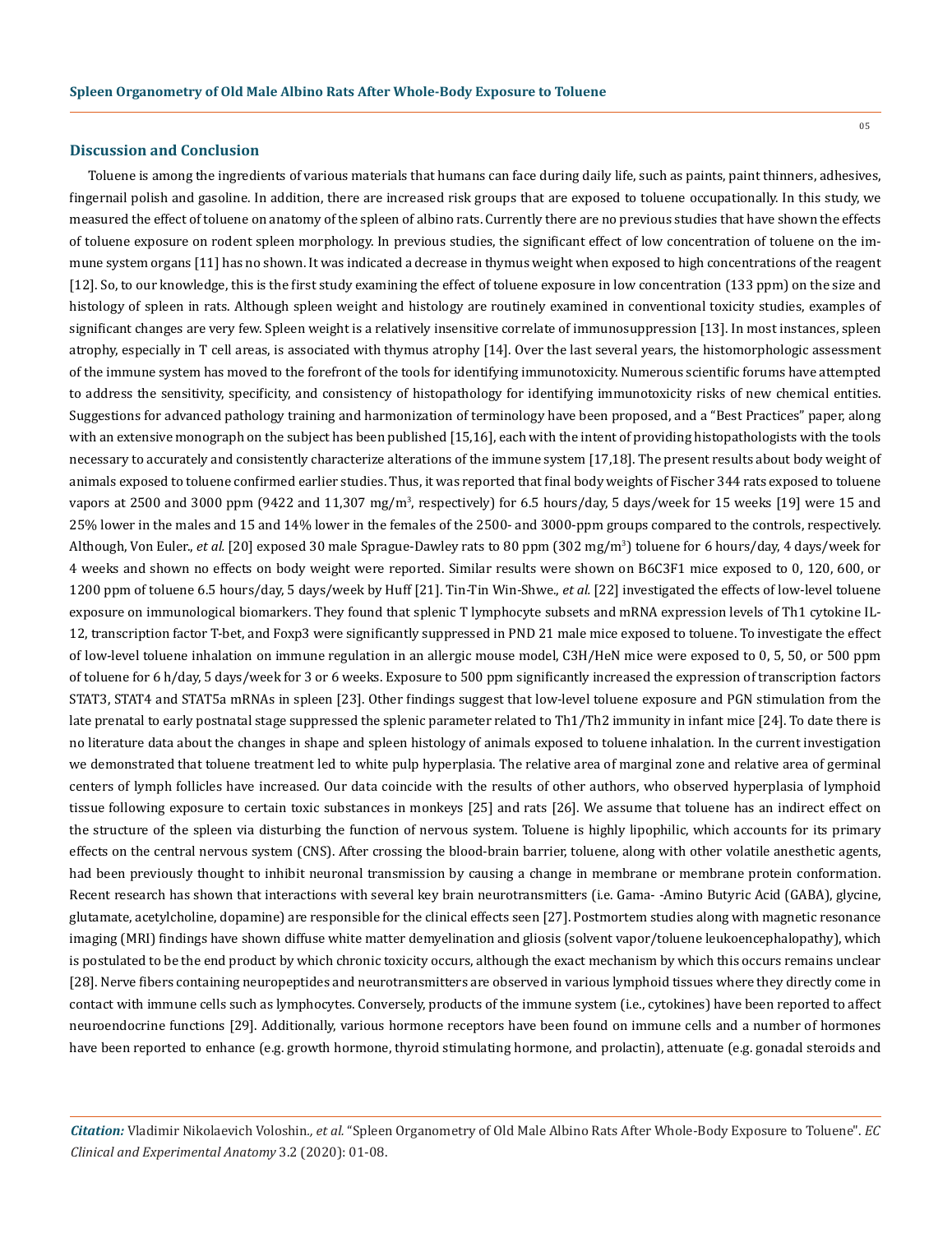## Discussion and Conclusion

Toluene is among the ingredients of various materials that humans can face during daily life, such as paints, paint thinners, adhesives, fingernail polish and gasoline. In addition, there are increased risk groups that are exposed to toluene occupationally. In this study, we measured the effect of toluene on anatomy of the spleen of albino rats. Currently there are no previous studies that have shown the effects of toluene exposure on rodent spleen morphology. In previous studies, the significant effect of low concentration of toluene on the immune system organs [11] has no shown. It was indicated a decrease in thymus weight when exposed to high concentrations of the reagent [12]. So, to our knowledge, this is the first study examining the effect of toluene exposure in low concentration (133 ppm) on the size and histology of spleen in rats. Although spleen weight and histology are routinely examined in conventional toxicity studies, examples of significant changes are very few. Spleen weight is a relatively insensitive correlate of immunosuppression [13]. In most instances, spleen atrophy, especially in T cell areas, is associated with thymus atrophy [14]. Over the last several years, the histomorphologic assessment of the immune system has moved to the forefront of the tools for identifying immunotoxicity. Numerous scientific forums have attempted to address the sensitivity, specificity, and consistency of histopathology for identifying immunotoxicity risks of new chemical entities. Suggestions for advanced pathology training and harmonization of terminology have been proposed, and a "Best Practices" paper, along with an extensive monograph on the subject has been published [15,16], each with the intent of providing histopathologists with the tools necessary to accurately and consistently characterize alterations of the immune system [17,18]. The present results about body weight of animals exposed to toluene confirmed earlier studies. Thus, it was reported that final body weights of Fischer 344 rats exposed to toluene vapors at 2500 and 3000 ppm (9422 and 11,307 mg/$m^3$, respectively) for 6.5 hours/day, 5 days/week for 15 weeks [19] were 15 and 25% lower in the males and 15 and 14% lower in the females of the 2500- and 3000-ppm groups compared to the controls, respectively. Although, Von Euler., *et al.* [20] exposed 30 male Sprague-Dawley rats to 80 ppm (302 mg/$m^3$) toluene for 6 hours/day, 4 days/week for 4 weeks and shown no effects on body weight were reported. Similar results were shown on B6C3F1 mice exposed to 0, 120, 600, or 1200 ppm of toluene 6.5 hours/day, 5 days/week by Huff [21]. Tin-Tin Win-Shwe., *et al.* [22] investigated the effects of low-level toluene exposure on immunological biomarkers. They found that splenic T lymphocyte subsets and mRNA expression levels of Th1 cytokine IL-12, transcription factor T-bet, and Foxp3 were significantly suppressed in PND 21 male mice exposed to toluene. To investigate the effect of low-level toluene inhalation on immune regulation in an allergic mouse model, C3H/HeN mice were exposed to 0, 5, 50, or 500 ppm of toluene for 6 h/day, 5 days/week for 3 or 6 weeks. Exposure to 500 ppm significantly increased the expression of transcription factors STAT3, STAT4 and STAT5a mRNAs in spleen [23]. Other findings suggest that low-level toluene exposure and PGN stimulation from the late prenatal to early postnatal stage suppressed the splenic parameter related to Th1/Th2 immunity in infant mice [24]. To date there is no literature data about the changes in shape and spleen histology of animals exposed to toluene inhalation. In the current investigation we demonstrated that toluene treatment led to white pulp hyperplasia. The relative area of marginal zone and relative area of germinal centers of lymph follicles have increased. Our data coincide with the results of other authors, who observed hyperplasia of lymphoid tissue following exposure to certain toxic substances in monkeys [25] and rats [26]. We assume that toluene has an indirect effect on the structure of the spleen via disturbing the function of nervous system. Toluene is highly lipophilic, which accounts for its primary effects on the central nervous system (CNS). After crossing the blood-brain barrier, toluene, along with other volatile anesthetic agents, had been previously thought to inhibit neuronal transmission by causing a change in membrane or membrane protein conformation. Recent research has shown that interactions with several key brain neurotransmitters (i.e. Gama- -Amino Butyric Acid (GABA), glycine, glutamate, acetylcholine, dopamine) are responsible for the clinical effects seen [27]. Postmortem studies along with magnetic resonance imaging (MRI) findings have shown diffuse white matter demyelination and gliosis (solvent vapor/toluene leukoencephalopathy), which is postulated to be the end product by which chronic toxicity occurs, although the exact mechanism by which this occurs remains unclear [28]. Nerve fibers containing neuropeptides and neurotransmitters are observed in various lymphoid tissues where they directly come in contact with immune cells such as lymphocytes. Conversely, products of the immune system (i.e., cytokines) have been reported to affect neuroendocrine functions [29]. Additionally, various hormone receptors have been found on immune cells and a number of hormones have been reported to enhance (e.g. growth hormone, thyroid stimulating hormone, and prolactin), attenuate (e.g. gonadal steroids and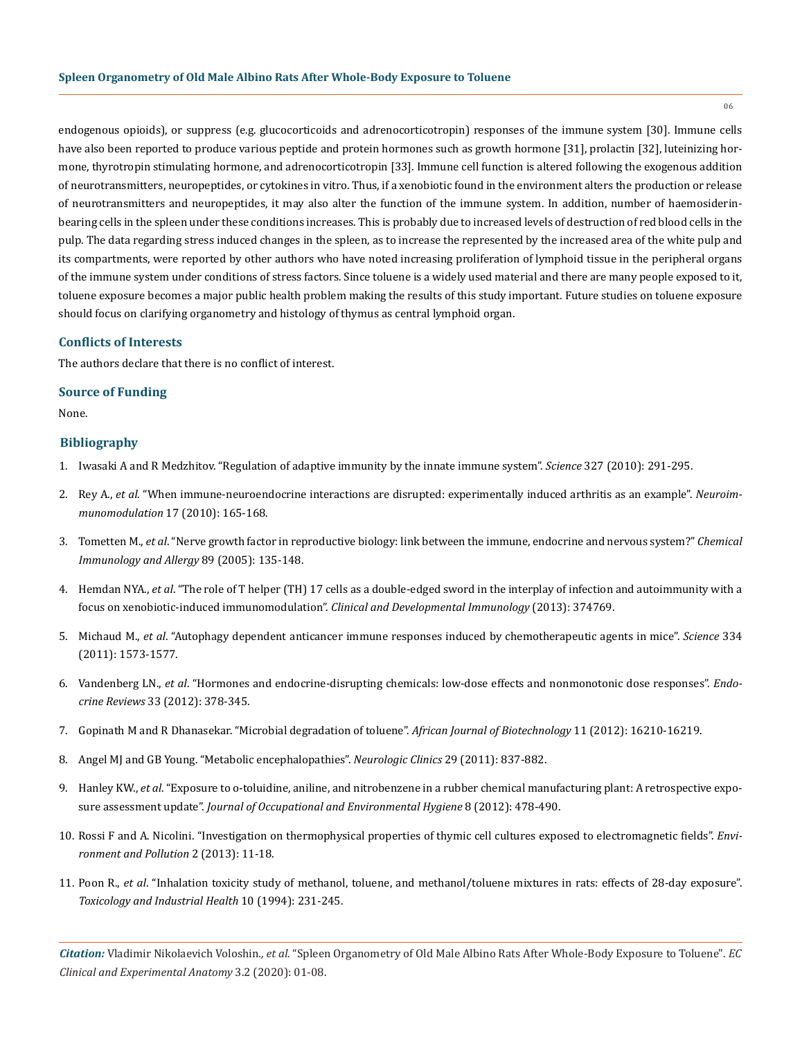endogenous opioids), or suppress (e.g. glucocorticoids and adrenocorticotropin) responses of the immune system [30]. Immune cells have also been reported to produce various peptide and protein hormones such as growth hormone [31], prolactin [32], luteinizing hormone, thyrotropin stimulating hormone, and adrenocorticotropin [33]. Immune cell function is altered following the exogenous addition of neurotransmitters, neuropeptides, or cytokines in vitro. Thus, if a xenobiotic found in the environment alters the production or release of neurotransmitters and neuropeptides, it may also alter the function of the immune system. In addition, number of haemosiderin-bearing cells in the spleen under these conditions increases. This is probably due to increased levels of destruction of red blood cells in the pulp. The data regarding stress induced changes in the spleen, as to increase the represented by the increased area of the white pulp and its compartments, were reported by other authors who have noted increasing proliferation of lymphoid tissue in the peripheral organs of the immune system under conditions of stress factors. Since toluene is a widely used material and there are many people exposed to it, toluene exposure becomes a major public health problem making the results of this study important. Future studies on toluene exposure should focus on clarifying organometry and histology of thymus as central lymphoid organ.

## Conflicts of Interests

The authors declare that there is no conflict of interest.

## Source of Funding

None.

## Bibliography

1. Iwasaki A and R Medzhitov. "Regulation of adaptive immunity by the innate immune system". *Science* 327 (2010): 291-295.
2. Rey A., *et al*. "When immune-neuroendocrine interactions are disrupted: experimentally induced arthritis as an example". *Neuroimmunomodulation* 17 (2010): 165-168.
3. Tometten M., *et al*. "Nerve growth factor in reproductive biology: link between the immune, endocrine and nervous system?" *Chemical Immunology and Allergy* 89 (2005): 135-148.
4. Hemdan NYA., *et al*. "The role of T helper (TH) 17 cells as a double-edged sword in the interplay of infection and autoimmunity with a focus on xenobiotic-induced immunomodulation". *Clinical and Developmental Immunology* (2013): 374769.
5. Michaud M., *et al*. "Autophagy dependent anticancer immune responses induced by chemotherapeutic agents in mice". *Science* 334 (2011): 1573-1577.
6. Vandenberg LN., *et al*. "Hormones and endocrine-disrupting chemicals: low-dose effects and nonmonotonic dose responses". *Endocrine Reviews* 33 (2012): 378-345.
7. Gopinath M and R Dhanasekar. "Microbial degradation of toluene". *African Journal of Biotechnology* 11 (2012): 16210-16219.
8. Angel MJ and GB Young. "Metabolic encephalopathies". *Neurologic Clinics* 29 (2011): 837-882.
9. Hanley KW., *et al*. "Exposure to o-toluidine, aniline, and nitrobenzene in a rubber chemical manufacturing plant: A retrospective exposure assessment update". *Journal of Occupational and Environmental Hygiene* 8 (2012): 478-490.
10. Rossi F and A. Nicolini. "Investigation on thermophysical properties of thymic cell cultures exposed to electromagnetic fields". *Environment and Pollution* 2 (2013): 11-18.
11. Poon R., *et al*. "Inhalation toxicity study of methanol, toluene, and methanol/toluene mixtures in rats: effects of 28-day exposure". *Toxicology and Industrial Health* 10 (1994): 231-245.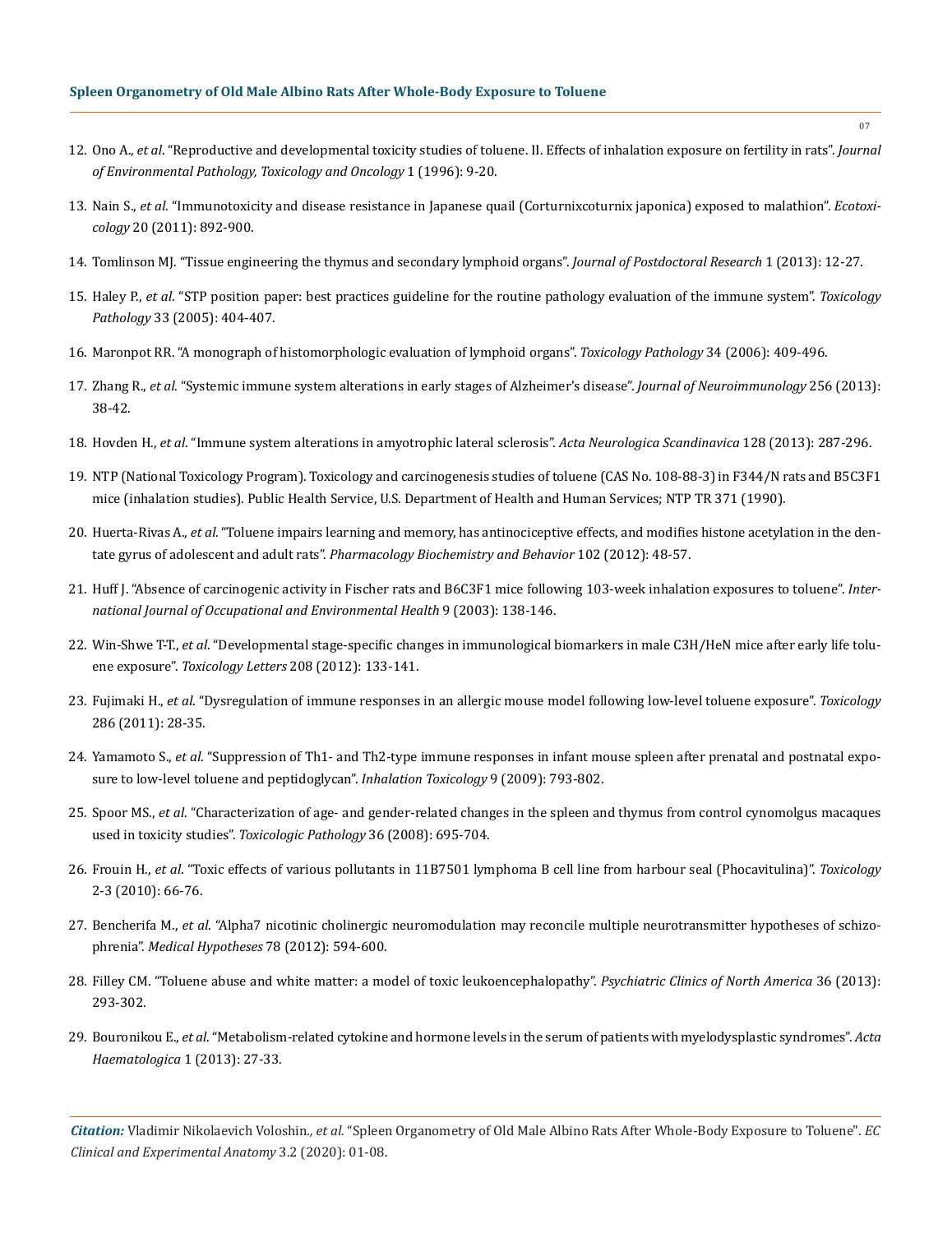12. Ono A., *et al*. "Reproductive and developmental toxicity studies of toluene. II. Effects of inhalation exposure on fertility in rats". *Journal of Environmental Pathology, Toxicology and Oncology* 1 (1996): 9-20.

13. Nain S., *et al*. "Immunotoxicity and disease resistance in Japanese quail (Corturnixcoturnix japonica) exposed to malathion". *Ecotoxicology* 20 (2011): 892-900.

14. Tomlinson MJ. "Tissue engineering the thymus and secondary lymphoid organs". *Journal of Postdoctoral Research* 1 (2013): 12-27.

15. Haley P., *et al*. "STP position paper: best practices guideline for the routine pathology evaluation of the immune system". *Toxicology Pathology* 33 (2005): 404-407.

16. Maronpot RR. "A monograph of histomorphologic evaluation of lymphoid organs". *Toxicology Pathology* 34 (2006): 409-496.

17. Zhang R., *et al*. "Systemic immune system alterations in early stages of Alzheimer's disease". *Journal of Neuroimmunology* 256 (2013): 38-42.

18. Hovden H., *et al*. "Immune system alterations in amyotrophic lateral sclerosis". *Acta Neurologica Scandinavica* 128 (2013): 287-296.

19. NTP (National Toxicology Program). Toxicology and carcinogenesis studies of toluene (CAS No. 108-88-3) in F344/N rats and B5C3F1 mice (inhalation studies). Public Health Service, U.S. Department of Health and Human Services; NTP TR 371 (1990).

20. Huerta-Rivas A., *et al*. "Toluene impairs learning and memory, has antinociceptive effects, and modifies histone acetylation in the dentate gyrus of adolescent and adult rats". *Pharmacology Biochemistry and Behavior* 102 (2012): 48-57.

21. Huff J. "Absence of carcinogenic activity in Fischer rats and B6C3F1 mice following 103-week inhalation exposures to toluene". *International Journal of Occupational and Environmental Health* 9 (2003): 138-146.

22. Win-Shwe T-T., *et al*. "Developmental stage-specific changes in immunological biomarkers in male C3H/HeN mice after early life toluene exposure". *Toxicology Letters* 208 (2012): 133-141.

23. Fujimaki H., *et al*. "Dysregulation of immune responses in an allergic mouse model following low-level toluene exposure". *Toxicology* 286 (2011): 28-35.

24. Yamamoto S., *et al*. "Suppression of Th1- and Th2-type immune responses in infant mouse spleen after prenatal and postnatal exposure to low-level toluene and peptidoglycan". *Inhalation Toxicology* 9 (2009): 793-802.

25. Spoor MS., *et al*. "Characterization of age- and gender-related changes in the spleen and thymus from control cynomolgus macaques used in toxicity studies". *Toxicologic Pathology* 36 (2008): 695-704.

26. Frouin H., *et al*. "Toxic effects of various pollutants in 11B7501 lymphoma B cell line from harbour seal (Phocavitulina)". *Toxicology* 2-3 (2010): 66-76.

27. Bencherifa M., *et al*. "Alpha7 nicotinic cholinergic neuromodulation may reconcile multiple neurotransmitter hypotheses of schizophrenia". *Medical Hypotheses* 78 (2012): 594-600.

28. Filley CM. "Toluene abuse and white matter: a model of toxic leukoencephalopathy". *Psychiatric Clinics of North America* 36 (2013): 293-302.

29. Bouronikou E., *et al*. "Metabolism-related cytokine and hormone levels in the serum of patients with myelodysplastic syndromes". *Acta Haematologica* 1 (2013): 27-33.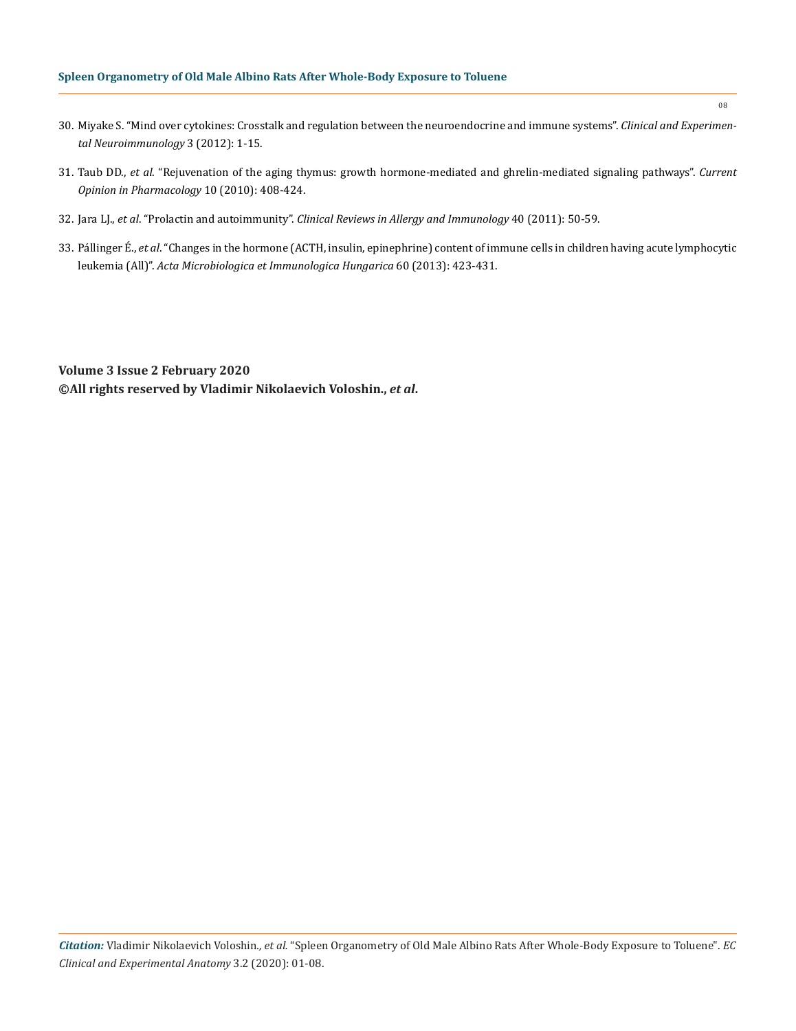30. Miyake S. “Mind over cytokines: Crosstalk and regulation between the neuroendocrine and immune systems”. *Clinical and Experimental Neuroimmunology* 3 (2012): 1-15.

31. Taub DD., *et al*. “Rejuvenation of the aging thymus: growth hormone-mediated and ghrelin-mediated signaling pathways”. *Current Opinion in Pharmacology* 10 (2010): 408-424.

32. Jara LJ., *et al*. “Prolactin and autoimmunity”. *Clinical Reviews in Allergy and Immunology* 40 (2011): 50-59.

33. Pállinger É., *et al*. “Changes in the hormone (ACTH, insulin, epinephrine) content of immune cells in children having acute lymphocytic leukemia (All)”. *Acta Microbiologica et Immunologica Hungarica* 60 (2013): 423-431.

**Volume 3 Issue 2 February 2020**
**©All rights reserved by Vladimir Nikolaevich Voloshin., *et al*.**